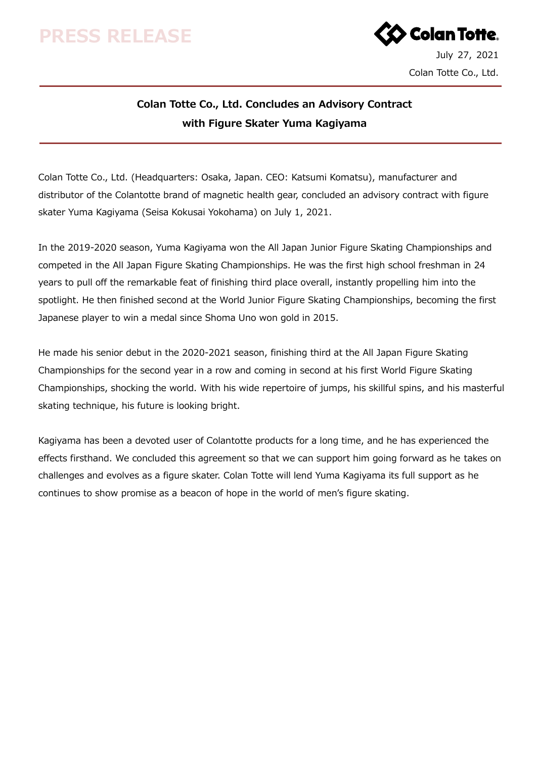# PRESS RELEASE

July 27, 2021

Colan Totte Co., Ltd.

## Colan Totte Co., Ltd. Concludes an Advisory Contract with Figure Skater Yuma Kagiyama

Colan Totte Co., Ltd. (Headquarters: Osaka, Japan. CEO: Katsumi Komatsu), manufacturer and distributor of the Colantotte brand of magnetic health gear, concluded an advisory contract with figure skater Yuma Kagiyama (Seisa Kokusai Yokohama) on July 1, 2021.

In the 2019-2020 season, Yuma Kagiyama won the All Japan Junior Figure Skating Championships and competed in the All Japan Figure Skating Championships. He was the first high school freshman in 24 years to pull off the remarkable feat of finishing third place overall, instantly propelling him into the spotlight. He then finished second at the World Junior Figure Skating Championships, becoming the first Japanese player to win a medal since Shoma Uno won gold in 2015.

He made his senior debut in the 2020-2021 season, finishing third at the All Japan Figure Skating Championships for the second year in a row and coming in second at his first World Figure Skating Championships, shocking the world. With his wide repertoire of jumps, his skillful spins, and his masterful skating technique, his future is looking bright.

Kagiyama has been a devoted user of Colantotte products for a long time, and he has experienced the effects firsthand. We concluded this agreement so that we can support him going forward as he takes on challenges and evolves as a figure skater. Colan Totte will lend Yuma Kagiyama its full support as he continues to show promise as a beacon of hope in the world of men's figure skating.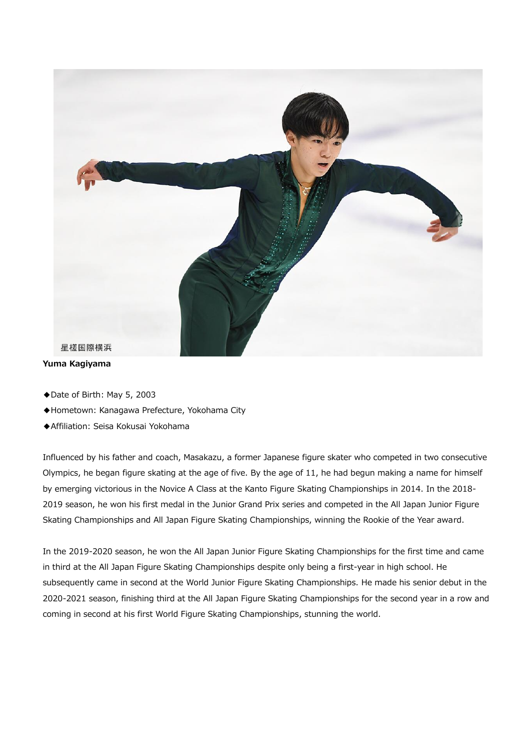**Yuma Kagiyama**

◆Date of Birth: May 5, 2003

◆Hometown: Kanagawa Prefecture, Yokohama City

◆Affiliation: Seisa Kokusai Yokohama

Influenced by his father and coach, Masakazu, a former Japanese figure skater who competed in two consecutive Olympics, he began figure skating at the age of five. By the age of 11, he had begun making a name for himself by emerging victorious in the Novice A Class at the Kanto Figure Skating Championships in 2014. In the 2018-2019 season, he won his first medal in the Junior Grand Prix series and competed in the All Japan Junior Figure Skating Championships and All Japan Figure Skating Championships, winning the Rookie of the Year award.

In the 2019-2020 season, he won the All Japan Junior Figure Skating Championships for the first time and came in third at the All Japan Figure Skating Championships despite only being a first-year in high school. He subsequently came in second at the World Junior Figure Skating Championships. He made his senior debut in the 2020-2021 season, finishing third at the All Japan Figure Skating Championships for the second year in a row and coming in second at his first World Figure Skating Championships, stunning the world.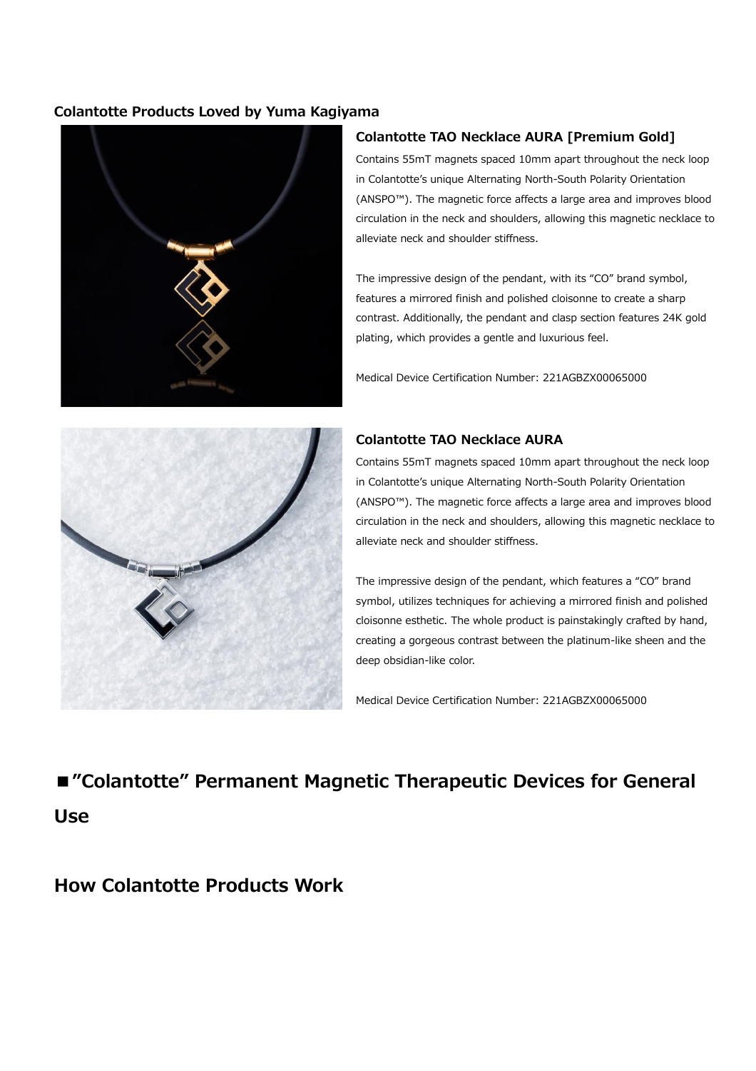### Colantotte Products Loved by Yuma Kagiyama

#### Colantotte TAO Necklace AURA [Premium Gold]

Contains 55mT magnets spaced 10mm apart throughout the neck loop in Colantotte's unique Alternating North-South Polarity Orientation (ANSPO™). The magnetic force affects a large area and improves blood circulation in the neck and shoulders, allowing this magnetic necklace to alleviate neck and shoulder stiffness.

The impressive design of the pendant, with its "CO" brand symbol, features a mirrored finish and polished cloisonne to create a sharp contrast. Additionally, the pendant and clasp section features 24K gold plating, which provides a gentle and luxurious feel.

Medical Device Certification Number: 221AGBZX00065000

#### Colantotte TAO Necklace AURA

Contains 55mT magnets spaced 10mm apart throughout the neck loop in Colantotte's unique Alternating North-South Polarity Orientation (ANSPO™). The magnetic force affects a large area and improves blood circulation in the neck and shoulders, allowing this magnetic necklace to alleviate neck and shoulder stiffness.

The impressive design of the pendant, which features a "CO" brand symbol, utilizes techniques for achieving a mirrored finish and polished cloisonne esthetic. The whole product is painstakingly crafted by hand, creating a gorgeous contrast between the platinum-like sheen and the deep obsidian-like color.

Medical Device Certification Number: 221AGBZX00065000

## ■"Colantotte" Permanent Magnetic Therapeutic Devices for General Use

## How Colantotte Products Work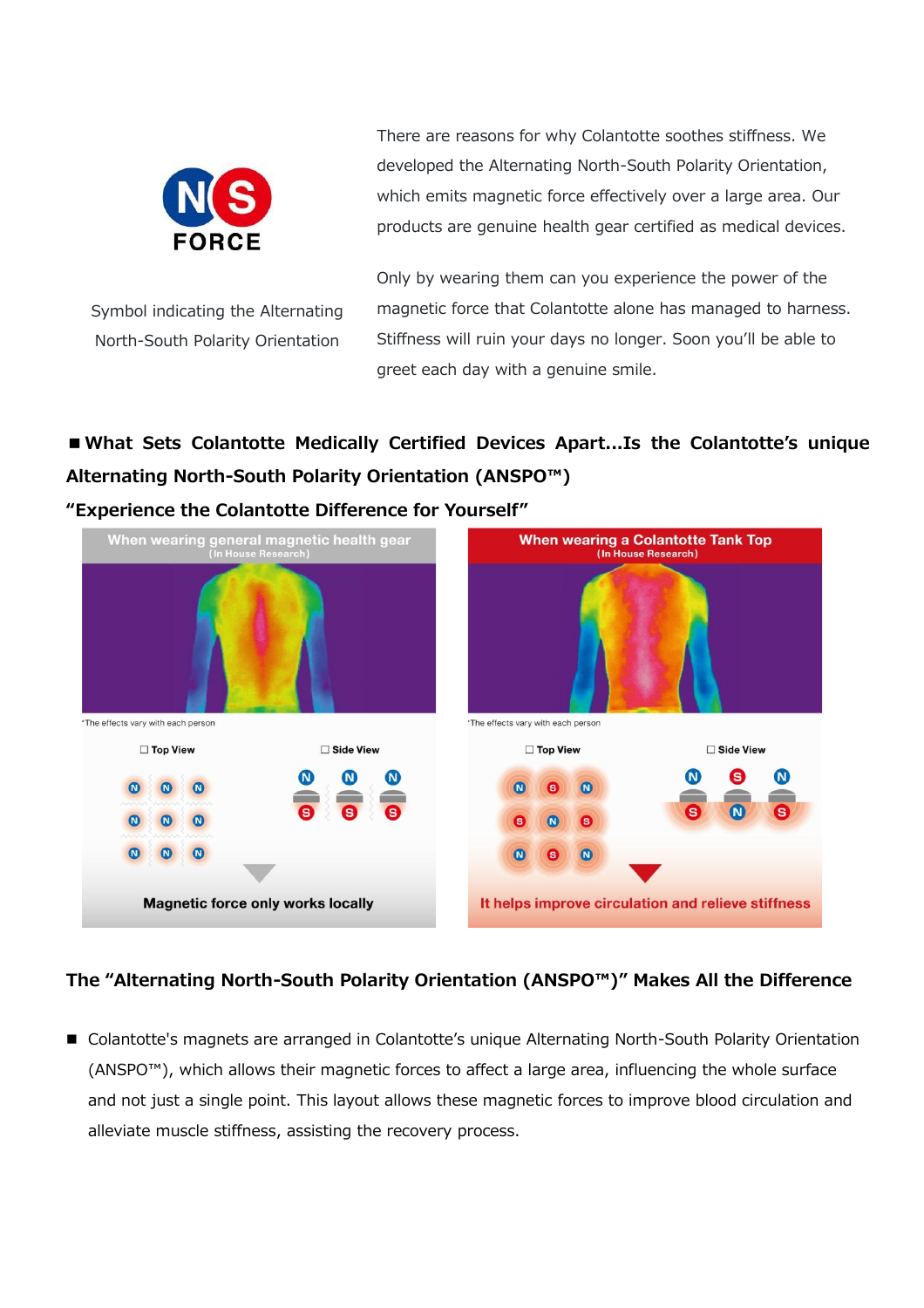NS FORCE

Symbol indicating the Alternating North-South Polarity Orientation

There are reasons for why Colantotte soothes stiffness. We developed the Alternating North-South Polarity Orientation, which emits magnetic force effectively over a large area. Our products are genuine health gear certified as medical devices.

Only by wearing them can you experience the power of the magnetic force that Colantotte alone has managed to harness. Stiffness will ruin your days no longer. Soon you'll be able to greet each day with a genuine smile.

**■ What Sets Colantotte Medically Certified Devices Apart…Is the Colantotte's unique Alternating North-South Polarity Orientation (ANSPO™)**

**"Experience the Colantotte Difference for Yourself"**

When wearing general magnetic health gear (In House Research)

*The effects vary with each person

☐ Top View ☐ Side View

Magnetic force only works locally

When wearing a Colantotte Tank Top (In House Research)

*The effects vary with each person

☐ Top View ☐ Side View

It helps improve circulation and relieve stiffness

## The "Alternating North-South Polarity Orientation (ANSPO™)" Makes All the Difference

- Colantotte's magnets are arranged in Colantotte's unique Alternating North-South Polarity Orientation (ANSPO™), which allows their magnetic forces to affect a large area, influencing the whole surface and not just a single point. This layout allows these magnetic forces to improve blood circulation and alleviate muscle stiffness, assisting the recovery process.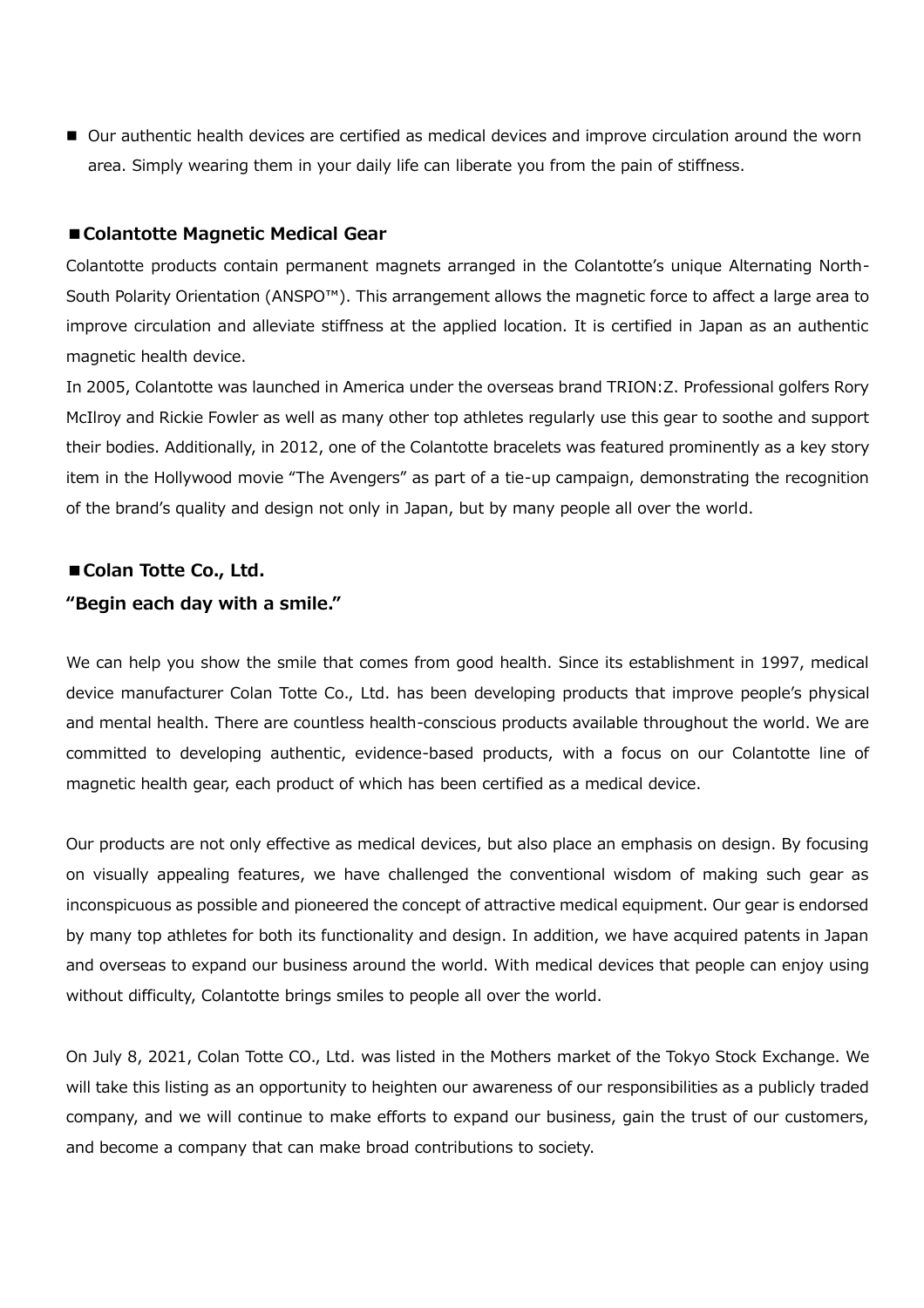- Our authentic health devices are certified as medical devices and improve circulation around the worn area. Simply wearing them in your daily life can liberate you from the pain of stiffness.

## ■Colantotte Magnetic Medical Gear

Colantotte products contain permanent magnets arranged in the Colantotte's unique Alternating North-South Polarity Orientation (ANSPO™). This arrangement allows the magnetic force to affect a large area to improve circulation and alleviate stiffness at the applied location. It is certified in Japan as an authentic magnetic health device.

In 2005, Colantotte was launched in America under the overseas brand TRION:Z. Professional golfers Rory McIlroy and Rickie Fowler as well as many other top athletes regularly use this gear to soothe and support their bodies. Additionally, in 2012, one of the Colantotte bracelets was featured prominently as a key story item in the Hollywood movie "The Avengers" as part of a tie-up campaign, demonstrating the recognition of the brand's quality and design not only in Japan, but by many people all over the world.

## ■Colan Totte Co., Ltd.

**"Begin each day with a smile."**

We can help you show the smile that comes from good health. Since its establishment in 1997, medical device manufacturer Colan Totte Co., Ltd. has been developing products that improve people's physical and mental health. There are countless health-conscious products available throughout the world. We are committed to developing authentic, evidence-based products, with a focus on our Colantotte line of magnetic health gear, each product of which has been certified as a medical device.

Our products are not only effective as medical devices, but also place an emphasis on design. By focusing on visually appealing features, we have challenged the conventional wisdom of making such gear as inconspicuous as possible and pioneered the concept of attractive medical equipment. Our gear is endorsed by many top athletes for both its functionality and design. In addition, we have acquired patents in Japan and overseas to expand our business around the world. With medical devices that people can enjoy using without difficulty, Colantotte brings smiles to people all over the world.

On July 8, 2021, Colan Totte CO., Ltd. was listed in the Mothers market of the Tokyo Stock Exchange. We will take this listing as an opportunity to heighten our awareness of our responsibilities as a publicly traded company, and we will continue to make efforts to expand our business, gain the trust of our customers, and become a company that can make broad contributions to society.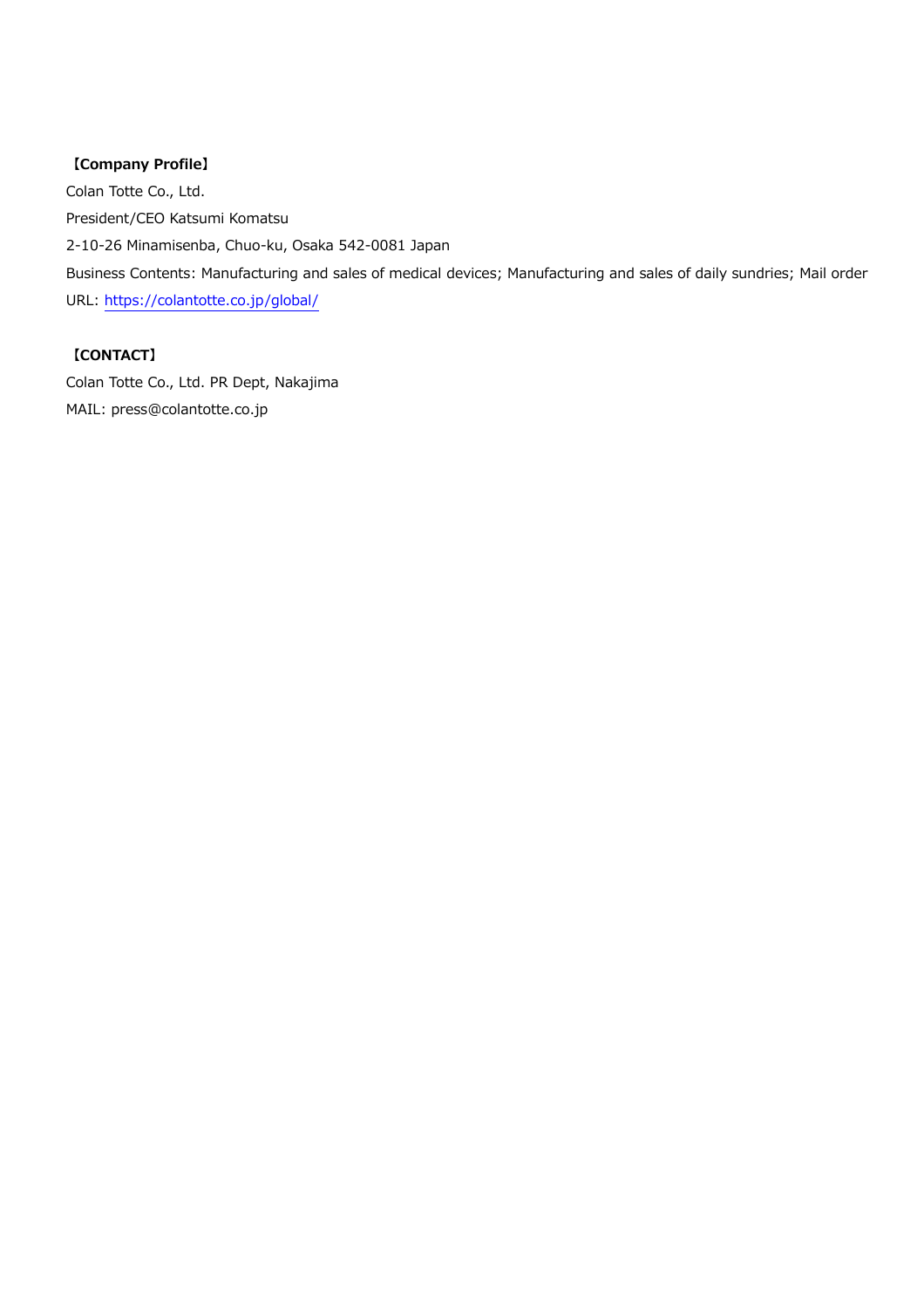**【Company Profile】**

Colan Totte Co., Ltd.

President/CEO Katsumi Komatsu

2-10-26 Minamisenba, Chuo-ku, Osaka 542-0081 Japan

Business Contents: Manufacturing and sales of medical devices; Manufacturing and sales of daily sundries; Mail order

URL: https://colantotte.co.jp/global/

**【CONTACT】**

Colan Totte Co., Ltd. PR Dept, Nakajima

MAIL: press@colantotte.co.jp